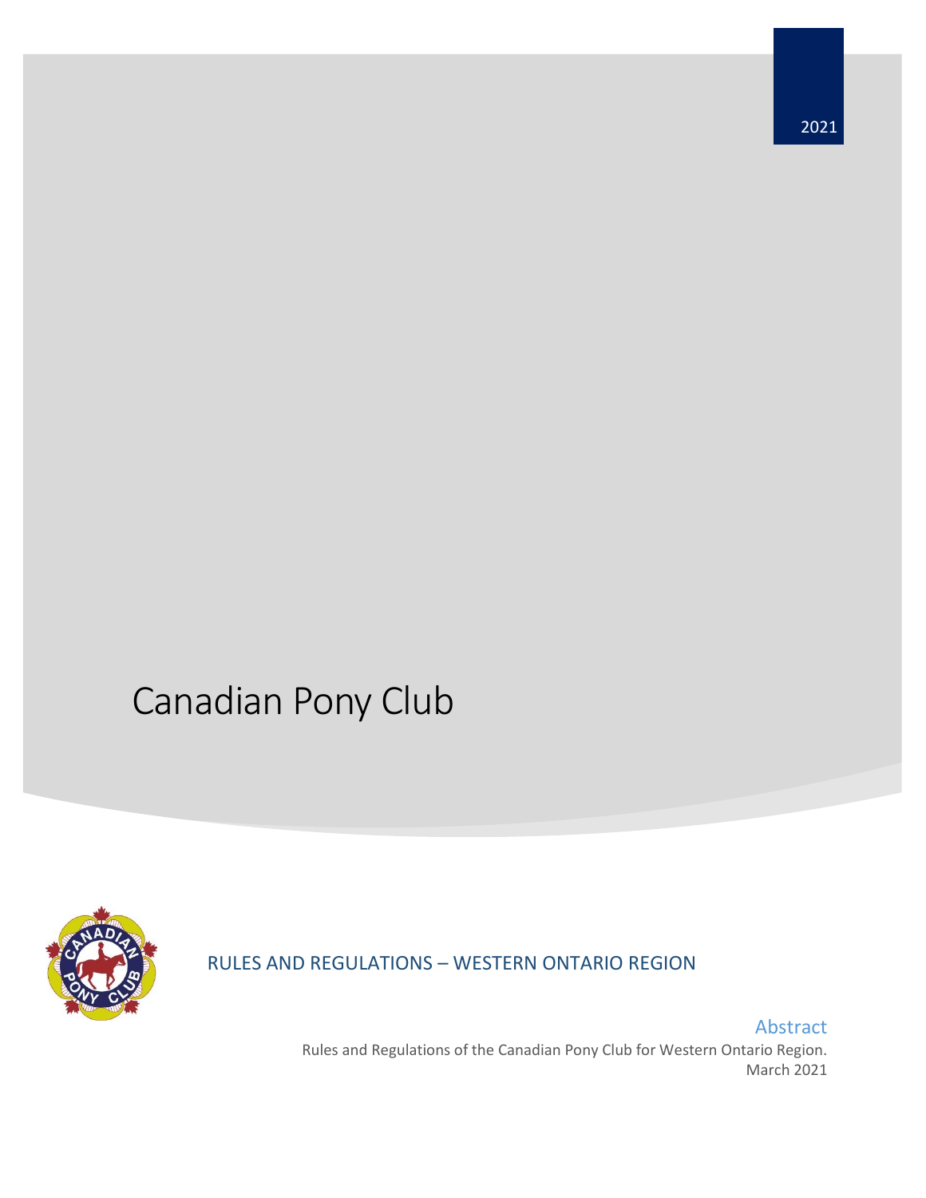2021

# Canadian Pony Club

## RULES AND REGULATIONS – WESTERN ONTARIO REGION

### Abstract

Rules and Regulations of the Canadian Pony Club for Western Ontario Region.
March 2021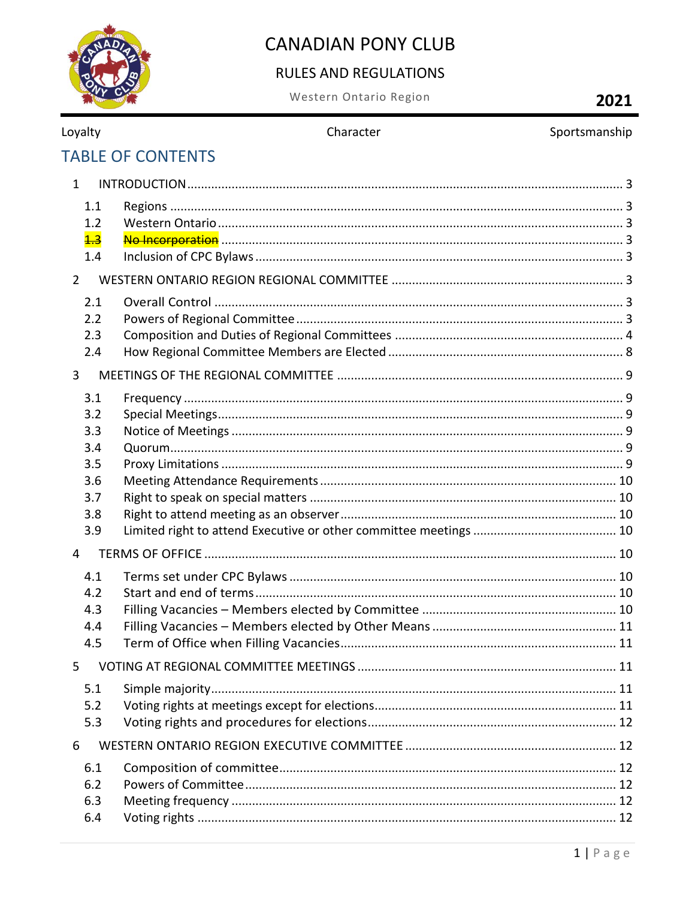# CANADIAN PONY CLUB

## RULES AND REGULATIONS

Western Ontario Region

**2021**

Loyalty Character Sportsmanship

## TABLE OF CONTENTS

1 INTRODUCTION ..... 3

- 1.1 Regions ..... 3
- 1.2 Western Ontario ..... 3
- ~~1.3~~ ~~No Incorporation~~ ..... 3
- 1.4 Inclusion of CPC Bylaws ..... 3

2 WESTERN ONTARIO REGION REGIONAL COMMITTEE ..... 3

- 2.1 Overall Control ..... 3
- 2.2 Powers of Regional Committee ..... 3
- 2.3 Composition and Duties of Regional Committees ..... 4
- 2.4 How Regional Committee Members are Elected ..... 8

3 MEETINGS OF THE REGIONAL COMMITTEE ..... 9

- 3.1 Frequency ..... 9
- 3.2 Special Meetings ..... 9
- 3.3 Notice of Meetings ..... 9
- 3.4 Quorum ..... 9
- 3.5 Proxy Limitations ..... 9
- 3.6 Meeting Attendance Requirements ..... 10
- 3.7 Right to speak on special matters ..... 10
- 3.8 Right to attend meeting as an observer ..... 10
- 3.9 Limited right to attend Executive or other committee meetings ..... 10

4 TERMS OF OFFICE ..... 10

- 4.1 Terms set under CPC Bylaws ..... 10
- 4.2 Start and end of terms ..... 10
- 4.3 Filling Vacancies – Members elected by Committee ..... 10
- 4.4 Filling Vacancies – Members elected by Other Means ..... 11
- 4.5 Term of Office when Filling Vacancies ..... 11

5 VOTING AT REGIONAL COMMITTEE MEETINGS ..... 11

- 5.1 Simple majority ..... 11
- 5.2 Voting rights at meetings except for elections ..... 11
- 5.3 Voting rights and procedures for elections ..... 12

6 WESTERN ONTARIO REGION EXECUTIVE COMMITTEE ..... 12

- 6.1 Composition of committee ..... 12
- 6.2 Powers of Committee ..... 12
- 6.3 Meeting frequency ..... 12
- 6.4 Voting rights ..... 12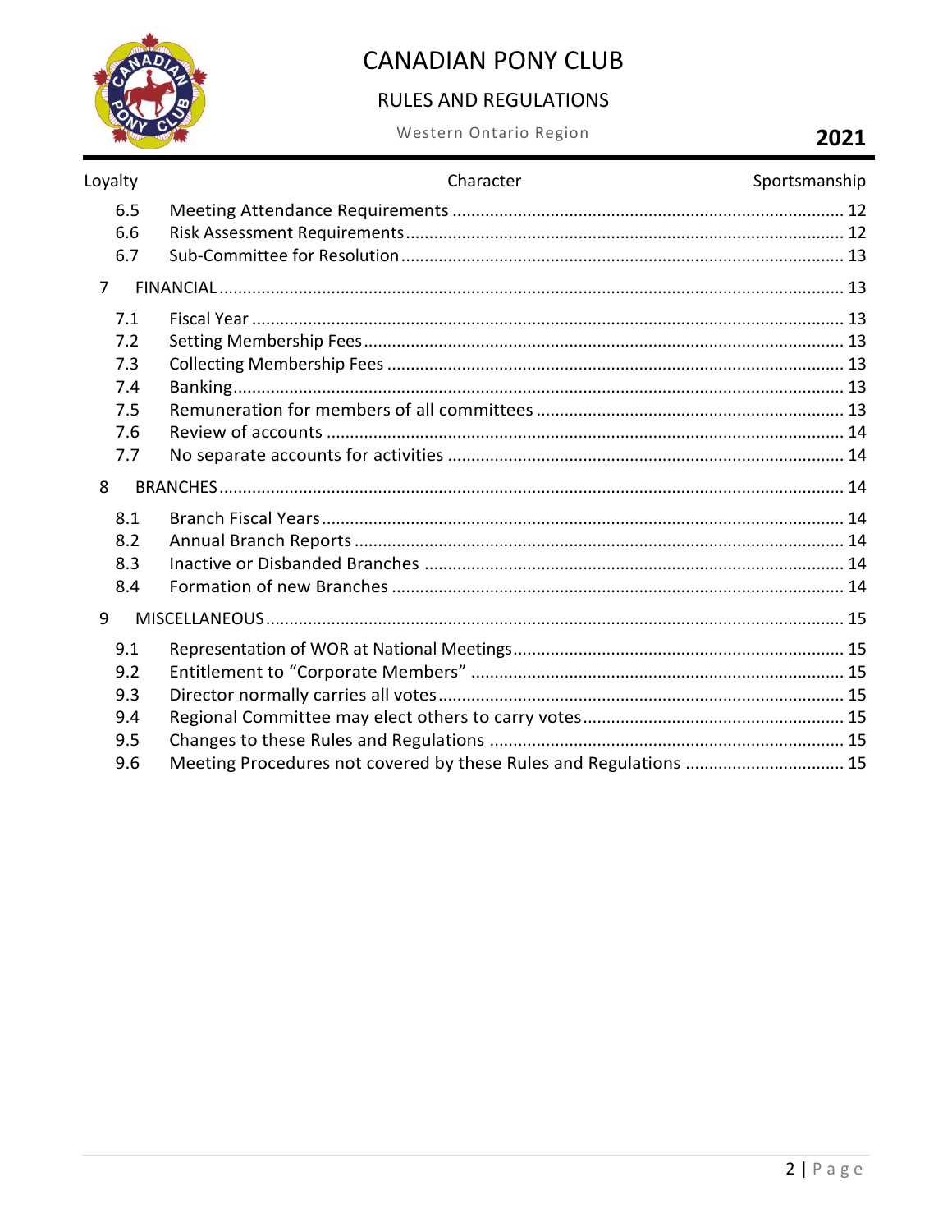| | | |
|---|---|---|
| 6.5 | Meeting Attendance Requirements | 12 |
| 6.6 | Risk Assessment Requirements | 12 |
| 6.7 | Sub-Committee for Resolution | 13 |
| 7 | FINANCIAL | 13 |
| 7.1 | Fiscal Year | 13 |
| 7.2 | Setting Membership Fees | 13 |
| 7.3 | Collecting Membership Fees | 13 |
| 7.4 | Banking | 13 |
| 7.5 | Remuneration for members of all committees | 13 |
| 7.6 | Review of accounts | 14 |
| 7.7 | No separate accounts for activities | 14 |
| 8 | BRANCHES | 14 |
| 8.1 | Branch Fiscal Years | 14 |
| 8.2 | Annual Branch Reports | 14 |
| 8.3 | Inactive or Disbanded Branches | 14 |
| 8.4 | Formation of new Branches | 14 |
| 9 | MISCELLANEOUS | 15 |
| 9.1 | Representation of WOR at National Meetings | 15 |
| 9.2 | Entitlement to "Corporate Members" | 15 |
| 9.3 | Director normally carries all votes | 15 |
| 9.4 | Regional Committee may elect others to carry votes | 15 |
| 9.5 | Changes to these Rules and Regulations | 15 |
| 9.6 | Meeting Procedures not covered by these Rules and Regulations | 15 |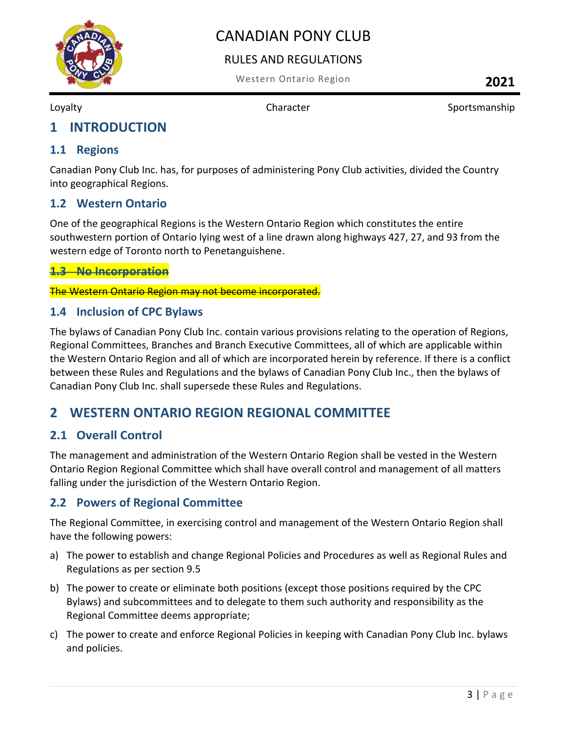Loyalty Character Sportsmanship

# 1 INTRODUCTION

## 1.1 Regions

Canadian Pony Club Inc. has, for purposes of administering Pony Club activities, divided the Country into geographical Regions.

## 1.2 Western Ontario

One of the geographical Regions is the Western Ontario Region which constitutes the entire southwestern portion of Ontario lying west of a line drawn along highways 427, 27, and 93 from the western edge of Toronto north to Penetanguishene.

## ~~1.3 No Incorporation~~

~~The Western Ontario Region may not become incorporated.~~

## 1.4 Inclusion of CPC Bylaws

The bylaws of Canadian Pony Club Inc. contain various provisions relating to the operation of Regions, Regional Committees, Branches and Branch Executive Committees, all of which are applicable within the Western Ontario Region and all of which are incorporated herein by reference. If there is a conflict between these Rules and Regulations and the bylaws of Canadian Pony Club Inc., then the bylaws of Canadian Pony Club Inc. shall supersede these Rules and Regulations.

# 2 WESTERN ONTARIO REGION REGIONAL COMMITTEE

## 2.1 Overall Control

The management and administration of the Western Ontario Region shall be vested in the Western Ontario Region Regional Committee which shall have overall control and management of all matters falling under the jurisdiction of the Western Ontario Region.

## 2.2 Powers of Regional Committee

The Regional Committee, in exercising control and management of the Western Ontario Region shall have the following powers:

a) The power to establish and change Regional Policies and Procedures as well as Regional Rules and Regulations as per section 9.5

b) The power to create or eliminate both positions (except those positions required by the CPC Bylaws) and subcommittees and to delegate to them such authority and responsibility as the Regional Committee deems appropriate;

c) The power to create and enforce Regional Policies in keeping with Canadian Pony Club Inc. bylaws and policies.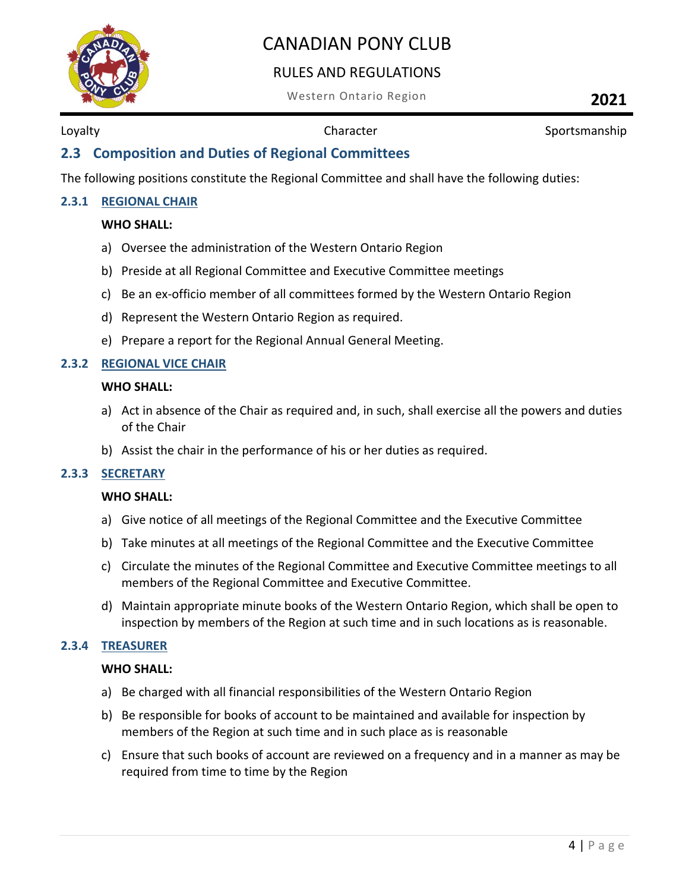## 2.3 Composition and Duties of Regional Committees

The following positions constitute the Regional Committee and shall have the following duties:

### 2.3.1 REGIONAL CHAIR

**WHO SHALL:**

a) Oversee the administration of the Western Ontario Region

b) Preside at all Regional Committee and Executive Committee meetings

c) Be an ex-officio member of all committees formed by the Western Ontario Region

d) Represent the Western Ontario Region as required.

e) Prepare a report for the Regional Annual General Meeting.

### 2.3.2 REGIONAL VICE CHAIR

**WHO SHALL:**

a) Act in absence of the Chair as required and, in such, shall exercise all the powers and duties of the Chair

b) Assist the chair in the performance of his or her duties as required.

### 2.3.3 SECRETARY

**WHO SHALL:**

a) Give notice of all meetings of the Regional Committee and the Executive Committee

b) Take minutes at all meetings of the Regional Committee and the Executive Committee

c) Circulate the minutes of the Regional Committee and Executive Committee meetings to all members of the Regional Committee and Executive Committee.

d) Maintain appropriate minute books of the Western Ontario Region, which shall be open to inspection by members of the Region at such time and in such locations as is reasonable.

### 2.3.4 TREASURER

**WHO SHALL:**

a) Be charged with all financial responsibilities of the Western Ontario Region

b) Be responsible for books of account to be maintained and available for inspection by members of the Region at such time and in such place as is reasonable

c) Ensure that such books of account are reviewed on a frequency and in a manner as may be required from time to time by the Region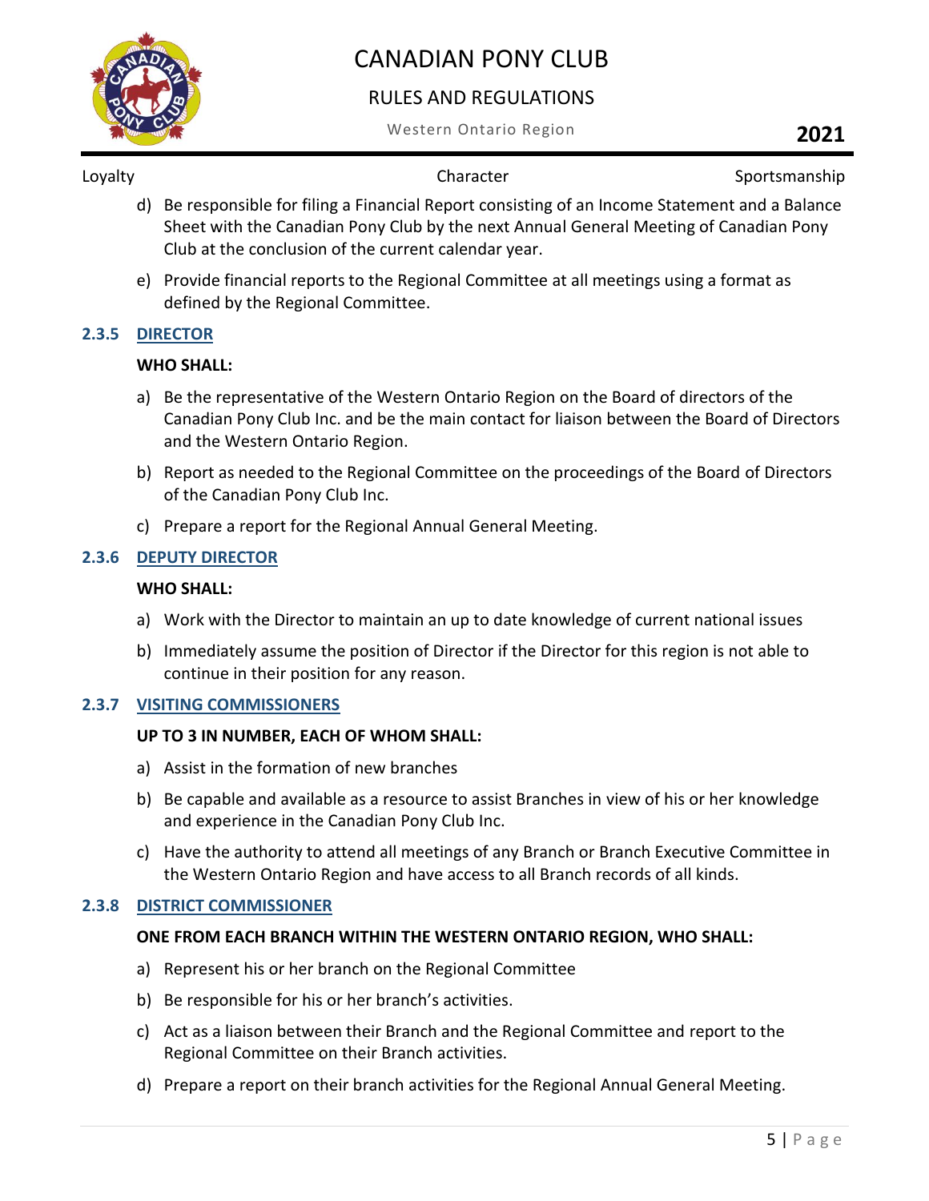d) Be responsible for filing a Financial Report consisting of an Income Statement and a Balance Sheet with the Canadian Pony Club by the next Annual General Meeting of Canadian Pony Club at the conclusion of the current calendar year.

e) Provide financial reports to the Regional Committee at all meetings using a format as defined by the Regional Committee.

### 2.3.5 DIRECTOR

**WHO SHALL:**

a) Be the representative of the Western Ontario Region on the Board of directors of the Canadian Pony Club Inc. and be the main contact for liaison between the Board of Directors and the Western Ontario Region.

b) Report as needed to the Regional Committee on the proceedings of the Board of Directors of the Canadian Pony Club Inc.

c) Prepare a report for the Regional Annual General Meeting.

### 2.3.6 DEPUTY DIRECTOR

**WHO SHALL:**

a) Work with the Director to maintain an up to date knowledge of current national issues

b) Immediately assume the position of Director if the Director for this region is not able to continue in their position for any reason.

### 2.3.7 VISITING COMMISSIONERS

**UP TO 3 IN NUMBER, EACH OF WHOM SHALL:**

a) Assist in the formation of new branches

b) Be capable and available as a resource to assist Branches in view of his or her knowledge and experience in the Canadian Pony Club Inc.

c) Have the authority to attend all meetings of any Branch or Branch Executive Committee in the Western Ontario Region and have access to all Branch records of all kinds.

### 2.3.8 DISTRICT COMMISSIONER

**ONE FROM EACH BRANCH WITHIN THE WESTERN ONTARIO REGION, WHO SHALL:**

a) Represent his or her branch on the Regional Committee

b) Be responsible for his or her branch's activities.

c) Act as a liaison between their Branch and the Regional Committee and report to the Regional Committee on their Branch activities.

d) Prepare a report on their branch activities for the Regional Annual General Meeting.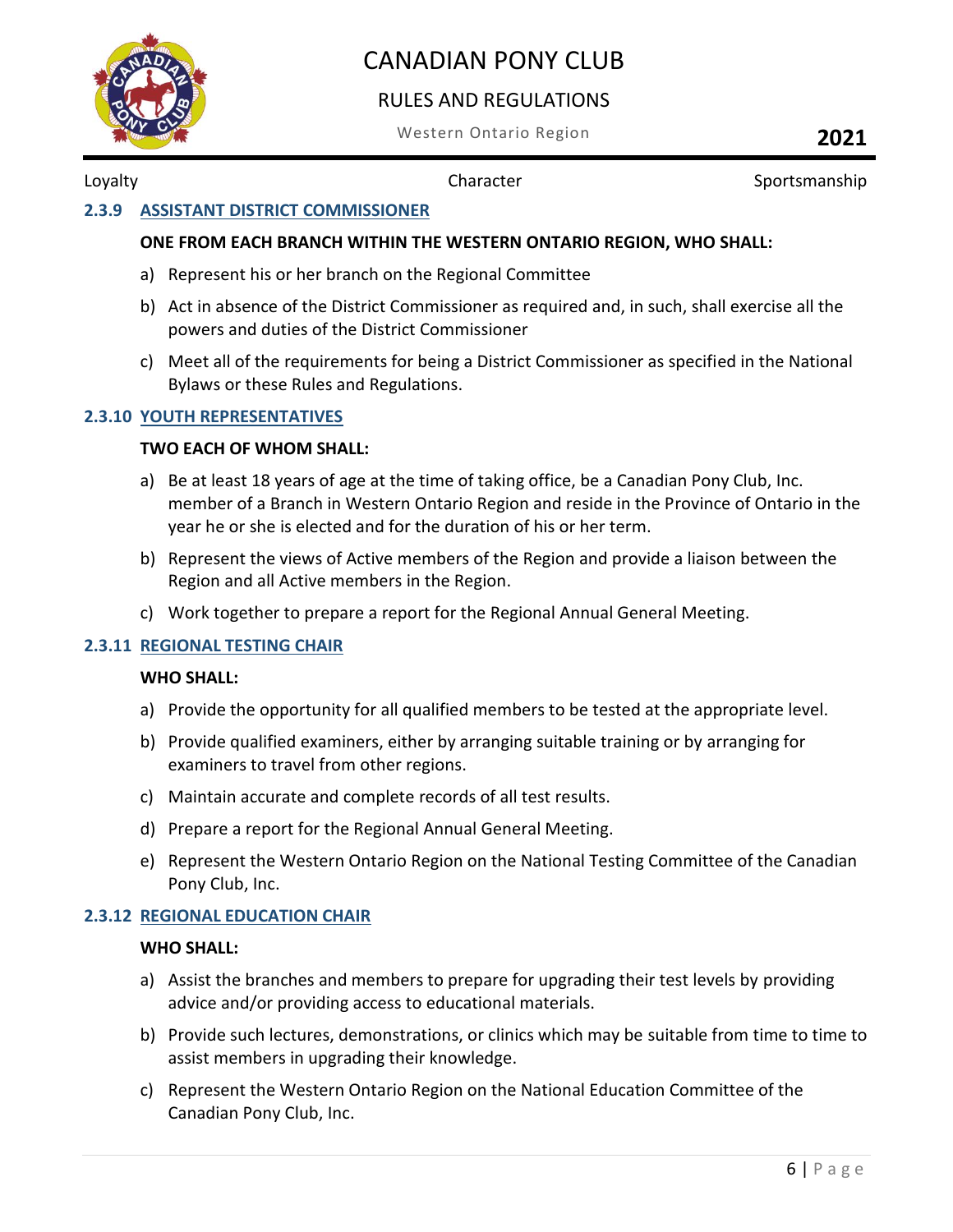### 2.3.9 ASSISTANT DISTRICT COMMISSIONER

**ONE FROM EACH BRANCH WITHIN THE WESTERN ONTARIO REGION, WHO SHALL:**

a) Represent his or her branch on the Regional Committee

b) Act in absence of the District Commissioner as required and, in such, shall exercise all the powers and duties of the District Commissioner

c) Meet all of the requirements for being a District Commissioner as specified in the National Bylaws or these Rules and Regulations.

### 2.3.10 YOUTH REPRESENTATIVES

**TWO EACH OF WHOM SHALL:**

a) Be at least 18 years of age at the time of taking office, be a Canadian Pony Club, Inc. member of a Branch in Western Ontario Region and reside in the Province of Ontario in the year he or she is elected and for the duration of his or her term.

b) Represent the views of Active members of the Region and provide a liaison between the Region and all Active members in the Region.

c) Work together to prepare a report for the Regional Annual General Meeting.

### 2.3.11 REGIONAL TESTING CHAIR

**WHO SHALL:**

a) Provide the opportunity for all qualified members to be tested at the appropriate level.

b) Provide qualified examiners, either by arranging suitable training or by arranging for examiners to travel from other regions.

c) Maintain accurate and complete records of all test results.

d) Prepare a report for the Regional Annual General Meeting.

e) Represent the Western Ontario Region on the National Testing Committee of the Canadian Pony Club, Inc.

### 2.3.12 REGIONAL EDUCATION CHAIR

**WHO SHALL:**

a) Assist the branches and members to prepare for upgrading their test levels by providing advice and/or providing access to educational materials.

b) Provide such lectures, demonstrations, or clinics which may be suitable from time to time to assist members in upgrading their knowledge.

c) Represent the Western Ontario Region on the National Education Committee of the Canadian Pony Club, Inc.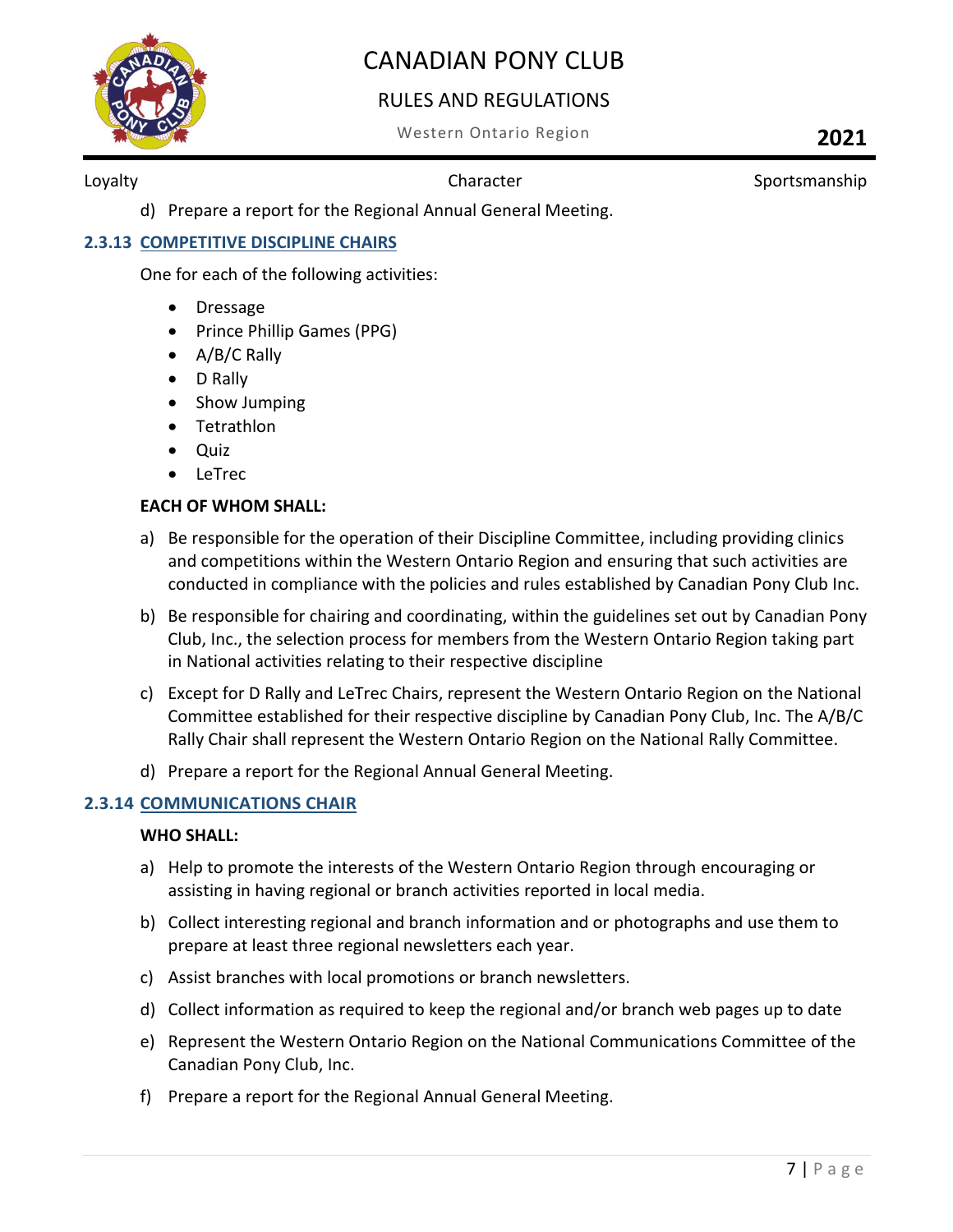d) Prepare a report for the Regional Annual General Meeting.

### 2.3.13 COMPETITIVE DISCIPLINE CHAIRS

One for each of the following activities:

- Dressage
- Prince Phillip Games (PPG)
- A/B/C Rally
- D Rally
- Show Jumping
- Tetrathlon
- Quiz
- LeTrec

**EACH OF WHOM SHALL:**

a) Be responsible for the operation of their Discipline Committee, including providing clinics and competitions within the Western Ontario Region and ensuring that such activities are conducted in compliance with the policies and rules established by Canadian Pony Club Inc.

b) Be responsible for chairing and coordinating, within the guidelines set out by Canadian Pony Club, Inc., the selection process for members from the Western Ontario Region taking part in National activities relating to their respective discipline

c) Except for D Rally and LeTrec Chairs, represent the Western Ontario Region on the National Committee established for their respective discipline by Canadian Pony Club, Inc. The A/B/C Rally Chair shall represent the Western Ontario Region on the National Rally Committee.

d) Prepare a report for the Regional Annual General Meeting.

### 2.3.14 COMMUNICATIONS CHAIR

**WHO SHALL:**

a) Help to promote the interests of the Western Ontario Region through encouraging or assisting in having regional or branch activities reported in local media.

b) Collect interesting regional and branch information and or photographs and use them to prepare at least three regional newsletters each year.

c) Assist branches with local promotions or branch newsletters.

d) Collect information as required to keep the regional and/or branch web pages up to date

e) Represent the Western Ontario Region on the National Communications Committee of the Canadian Pony Club, Inc.

f) Prepare a report for the Regional Annual General Meeting.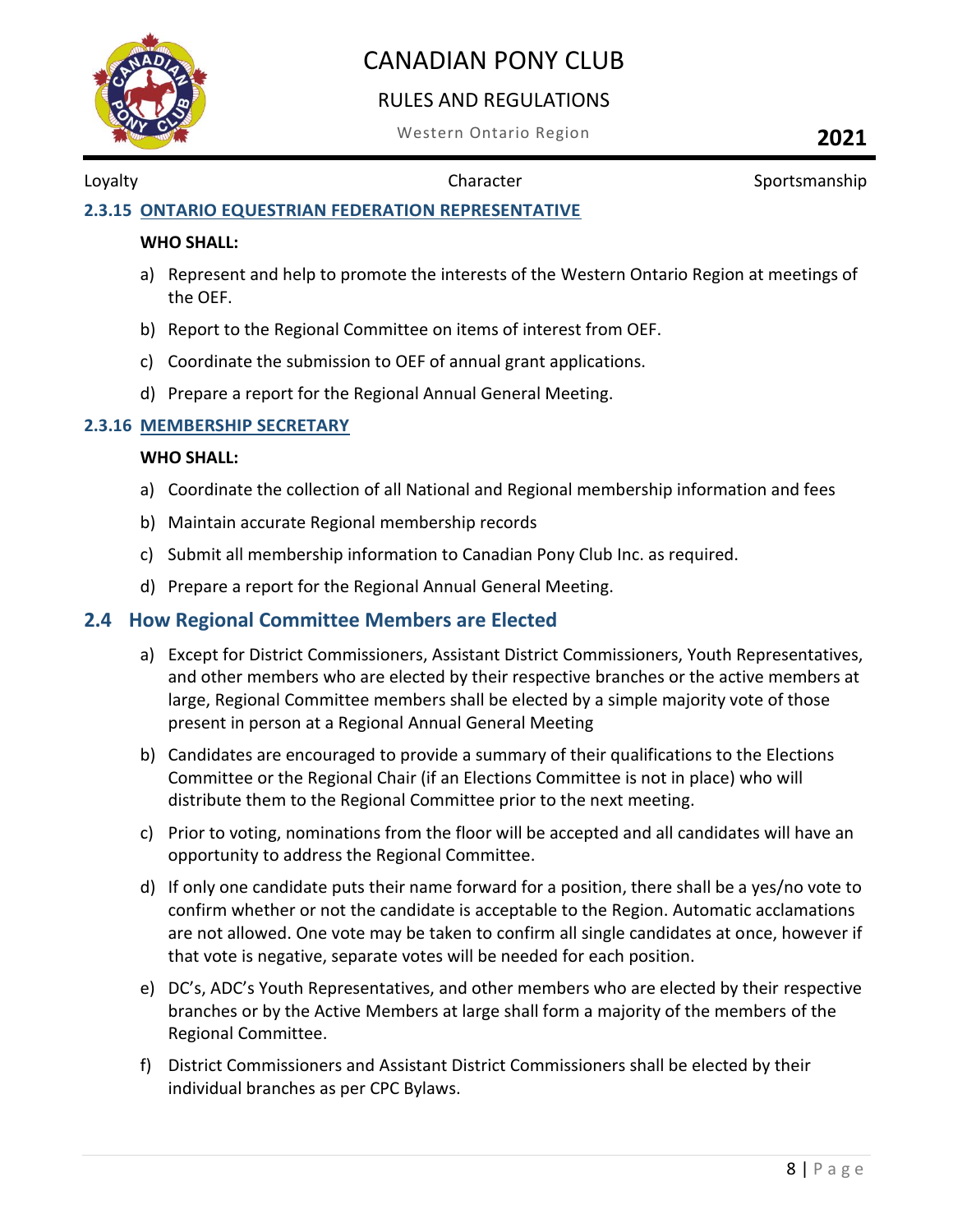### 2.3.15 ONTARIO EQUESTRIAN FEDERATION REPRESENTATIVE

**WHO SHALL:**

a) Represent and help to promote the interests of the Western Ontario Region at meetings of the OEF.

b) Report to the Regional Committee on items of interest from OEF.

c) Coordinate the submission to OEF of annual grant applications.

d) Prepare a report for the Regional Annual General Meeting.

### 2.3.16 MEMBERSHIP SECRETARY

**WHO SHALL:**

a) Coordinate the collection of all National and Regional membership information and fees

b) Maintain accurate Regional membership records

c) Submit all membership information to Canadian Pony Club Inc. as required.

d) Prepare a report for the Regional Annual General Meeting.

## 2.4 How Regional Committee Members are Elected

a) Except for District Commissioners, Assistant District Commissioners, Youth Representatives, and other members who are elected by their respective branches or the active members at large, Regional Committee members shall be elected by a simple majority vote of those present in person at a Regional Annual General Meeting

b) Candidates are encouraged to provide a summary of their qualifications to the Elections Committee or the Regional Chair (if an Elections Committee is not in place) who will distribute them to the Regional Committee prior to the next meeting.

c) Prior to voting, nominations from the floor will be accepted and all candidates will have an opportunity to address the Regional Committee.

d) If only one candidate puts their name forward for a position, there shall be a yes/no vote to confirm whether or not the candidate is acceptable to the Region. Automatic acclamations are not allowed. One vote may be taken to confirm all single candidates at once, however if that vote is negative, separate votes will be needed for each position.

e) DC's, ADC's Youth Representatives, and other members who are elected by their respective branches or by the Active Members at large shall form a majority of the members of the Regional Committee.

f) District Commissioners and Assistant District Commissioners shall be elected by their individual branches as per CPC Bylaws.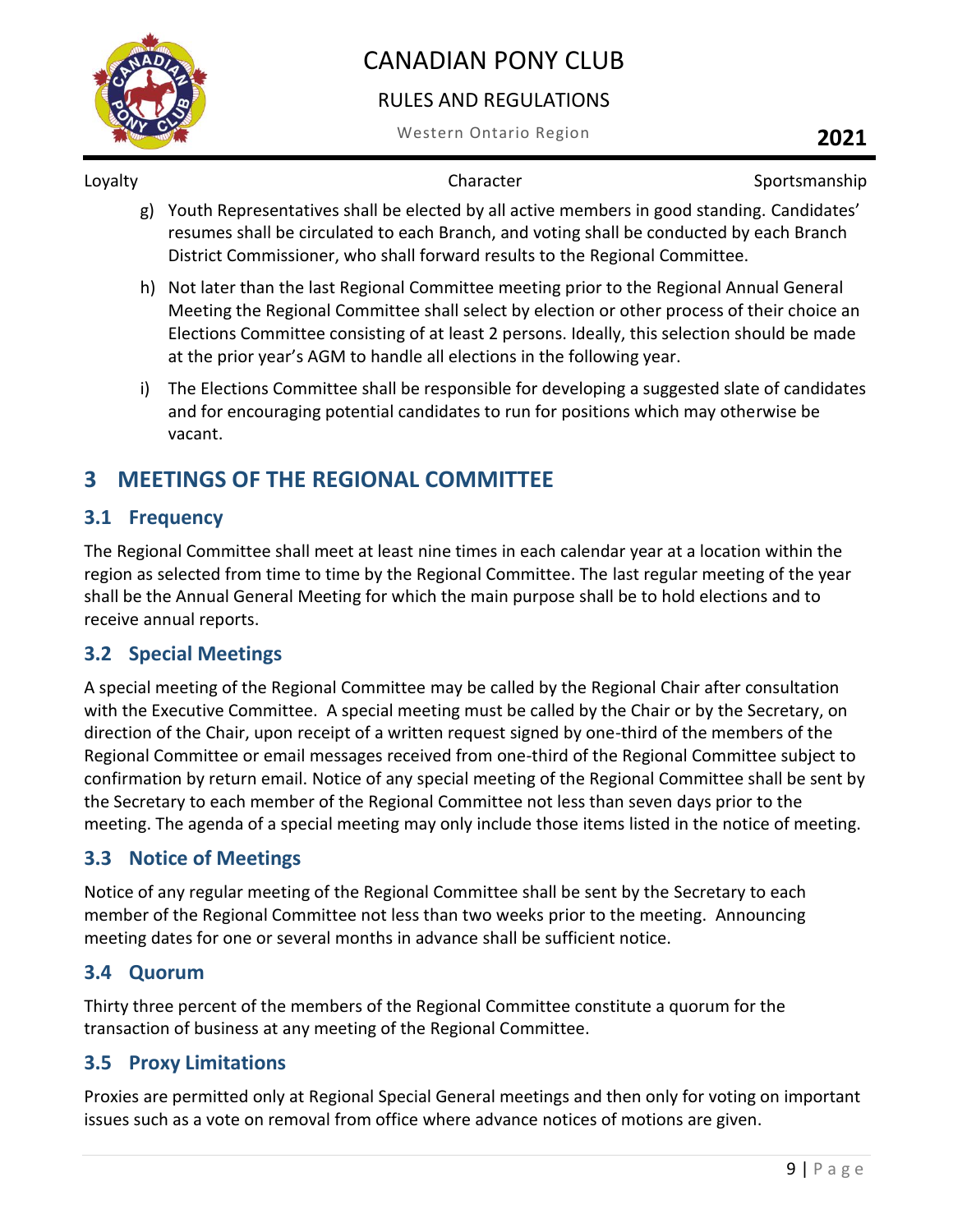g) Youth Representatives shall be elected by all active members in good standing. Candidates' resumes shall be circulated to each Branch, and voting shall be conducted by each Branch District Commissioner, who shall forward results to the Regional Committee.

h) Not later than the last Regional Committee meeting prior to the Regional Annual General Meeting the Regional Committee shall select by election or other process of their choice an Elections Committee consisting of at least 2 persons. Ideally, this selection should be made at the prior year's AGM to handle all elections in the following year.

i) The Elections Committee shall be responsible for developing a suggested slate of candidates and for encouraging potential candidates to run for positions which may otherwise be vacant.

# 3 MEETINGS OF THE REGIONAL COMMITTEE

## 3.1 Frequency

The Regional Committee shall meet at least nine times in each calendar year at a location within the region as selected from time to time by the Regional Committee. The last regular meeting of the year shall be the Annual General Meeting for which the main purpose shall be to hold elections and to receive annual reports.

## 3.2 Special Meetings

A special meeting of the Regional Committee may be called by the Regional Chair after consultation with the Executive Committee. A special meeting must be called by the Chair or by the Secretary, on direction of the Chair, upon receipt of a written request signed by one-third of the members of the Regional Committee or email messages received from one-third of the Regional Committee subject to confirmation by return email. Notice of any special meeting of the Regional Committee shall be sent by the Secretary to each member of the Regional Committee not less than seven days prior to the meeting. The agenda of a special meeting may only include those items listed in the notice of meeting.

## 3.3 Notice of Meetings

Notice of any regular meeting of the Regional Committee shall be sent by the Secretary to each member of the Regional Committee not less than two weeks prior to the meeting. Announcing meeting dates for one or several months in advance shall be sufficient notice.

## 3.4 Quorum

Thirty three percent of the members of the Regional Committee constitute a quorum for the transaction of business at any meeting of the Regional Committee.

## 3.5 Proxy Limitations

Proxies are permitted only at Regional Special General meetings and then only for voting on important issues such as a vote on removal from office where advance notices of motions are given.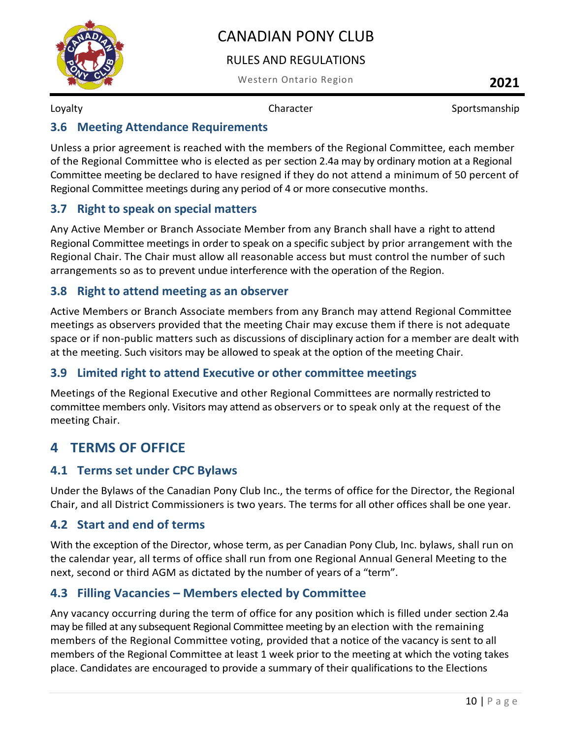### 3.6 Meeting Attendance Requirements

Unless a prior agreement is reached with the members of the Regional Committee, each member of the Regional Committee who is elected as per section 2.4a may by ordinary motion at a Regional Committee meeting be declared to have resigned if they do not attend a minimum of 50 percent of Regional Committee meetings during any period of 4 or more consecutive months.

### 3.7 Right to speak on special matters

Any Active Member or Branch Associate Member from any Branch shall have a right to attend Regional Committee meetings in order to speak on a specific subject by prior arrangement with the Regional Chair. The Chair must allow all reasonable access but must control the number of such arrangements so as to prevent undue interference with the operation of the Region.

### 3.8 Right to attend meeting as an observer

Active Members or Branch Associate members from any Branch may attend Regional Committee meetings as observers provided that the meeting Chair may excuse them if there is not adequate space or if non-public matters such as discussions of disciplinary action for a member are dealt with at the meeting. Such visitors may be allowed to speak at the option of the meeting Chair.

### 3.9 Limited right to attend Executive or other committee meetings

Meetings of the Regional Executive and other Regional Committees are normally restricted to committee members only. Visitors may attend as observers or to speak only at the request of the meeting Chair.

## 4 TERMS OF OFFICE

### 4.1 Terms set under CPC Bylaws

Under the Bylaws of the Canadian Pony Club Inc., the terms of office for the Director, the Regional Chair, and all District Commissioners is two years. The terms for all other offices shall be one year.

### 4.2 Start and end of terms

With the exception of the Director, whose term, as per Canadian Pony Club, Inc. bylaws, shall run on the calendar year, all terms of office shall run from one Regional Annual General Meeting to the next, second or third AGM as dictated by the number of years of a "term".

### 4.3 Filling Vacancies – Members elected by Committee

Any vacancy occurring during the term of office for any position which is filled under section 2.4a may be filled at any subsequent Regional Committee meeting by an election with the remaining members of the Regional Committee voting, provided that a notice of the vacancy is sent to all members of the Regional Committee at least 1 week prior to the meeting at which the voting takes place. Candidates are encouraged to provide a summary of their qualifications to the Elections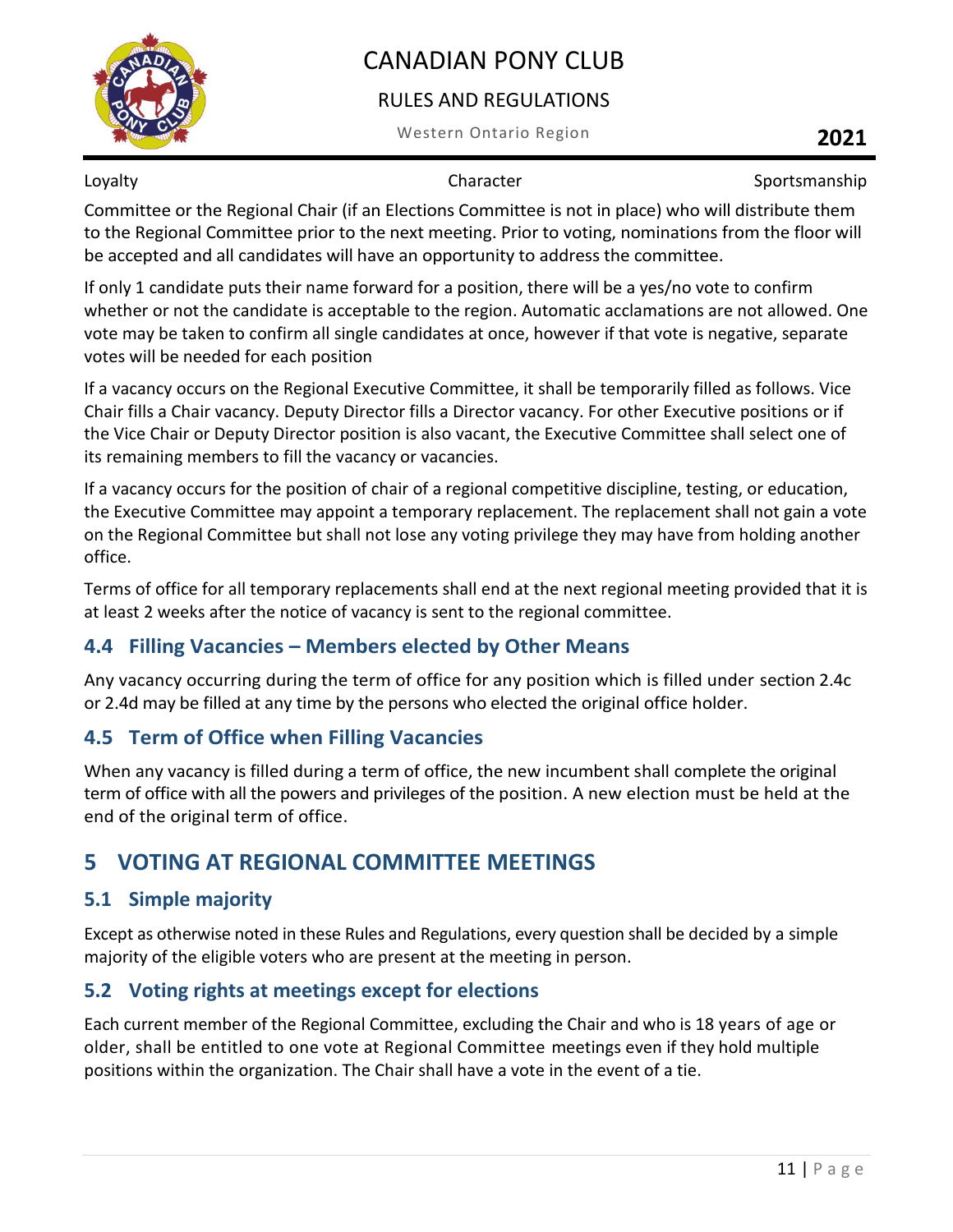Committee or the Regional Chair (if an Elections Committee is not in place) who will distribute them to the Regional Committee prior to the next meeting. Prior to voting, nominations from the floor will be accepted and all candidates will have an opportunity to address the committee.

If only 1 candidate puts their name forward for a position, there will be a yes/no vote to confirm whether or not the candidate is acceptable to the region. Automatic acclamations are not allowed. One vote may be taken to confirm all single candidates at once, however if that vote is negative, separate votes will be needed for each position

If a vacancy occurs on the Regional Executive Committee, it shall be temporarily filled as follows. Vice Chair fills a Chair vacancy. Deputy Director fills a Director vacancy. For other Executive positions or if the Vice Chair or Deputy Director position is also vacant, the Executive Committee shall select one of its remaining members to fill the vacancy or vacancies.

If a vacancy occurs for the position of chair of a regional competitive discipline, testing, or education, the Executive Committee may appoint a temporary replacement. The replacement shall not gain a vote on the Regional Committee but shall not lose any voting privilege they may have from holding another office.

Terms of office for all temporary replacements shall end at the next regional meeting provided that it is at least 2 weeks after the notice of vacancy is sent to the regional committee.

## 4.4 Filling Vacancies – Members elected by Other Means

Any vacancy occurring during the term of office for any position which is filled under section 2.4c or 2.4d may be filled at any time by the persons who elected the original office holder.

## 4.5 Term of Office when Filling Vacancies

When any vacancy is filled during a term of office, the new incumbent shall complete the original term of office with all the powers and privileges of the position. A new election must be held at the end of the original term of office.

# 5 VOTING AT REGIONAL COMMITTEE MEETINGS

## 5.1 Simple majority

Except as otherwise noted in these Rules and Regulations, every question shall be decided by a simple majority of the eligible voters who are present at the meeting in person.

## 5.2 Voting rights at meetings except for elections

Each current member of the Regional Committee, excluding the Chair and who is 18 years of age or older, shall be entitled to one vote at Regional Committee meetings even if they hold multiple positions within the organization. The Chair shall have a vote in the event of a tie.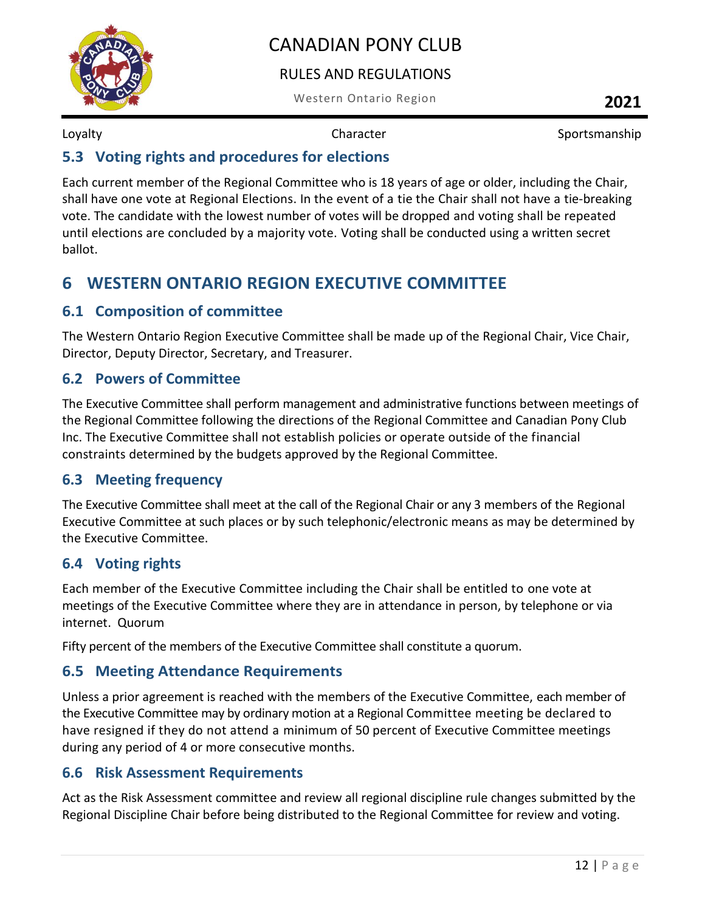## 5.3 Voting rights and procedures for elections

Each current member of the Regional Committee who is 18 years of age or older, including the Chair, shall have one vote at Regional Elections. In the event of a tie the Chair shall not have a tie-breaking vote. The candidate with the lowest number of votes will be dropped and voting shall be repeated until elections are concluded by a majority vote. Voting shall be conducted using a written secret ballot.

# 6 WESTERN ONTARIO REGION EXECUTIVE COMMITTEE

## 6.1 Composition of committee

The Western Ontario Region Executive Committee shall be made up of the Regional Chair, Vice Chair, Director, Deputy Director, Secretary, and Treasurer.

## 6.2 Powers of Committee

The Executive Committee shall perform management and administrative functions between meetings of the Regional Committee following the directions of the Regional Committee and Canadian Pony Club Inc. The Executive Committee shall not establish policies or operate outside of the financial constraints determined by the budgets approved by the Regional Committee.

## 6.3 Meeting frequency

The Executive Committee shall meet at the call of the Regional Chair or any 3 members of the Regional Executive Committee at such places or by such telephonic/electronic means as may be determined by the Executive Committee.

## 6.4 Voting rights

Each member of the Executive Committee including the Chair shall be entitled to one vote at meetings of the Executive Committee where they are in attendance in person, by telephone or via internet. Quorum

Fifty percent of the members of the Executive Committee shall constitute a quorum.

## 6.5 Meeting Attendance Requirements

Unless a prior agreement is reached with the members of the Executive Committee, each member of the Executive Committee may by ordinary motion at a Regional Committee meeting be declared to have resigned if they do not attend a minimum of 50 percent of Executive Committee meetings during any period of 4 or more consecutive months.

## 6.6 Risk Assessment Requirements

Act as the Risk Assessment committee and review all regional discipline rule changes submitted by the Regional Discipline Chair before being distributed to the Regional Committee for review and voting.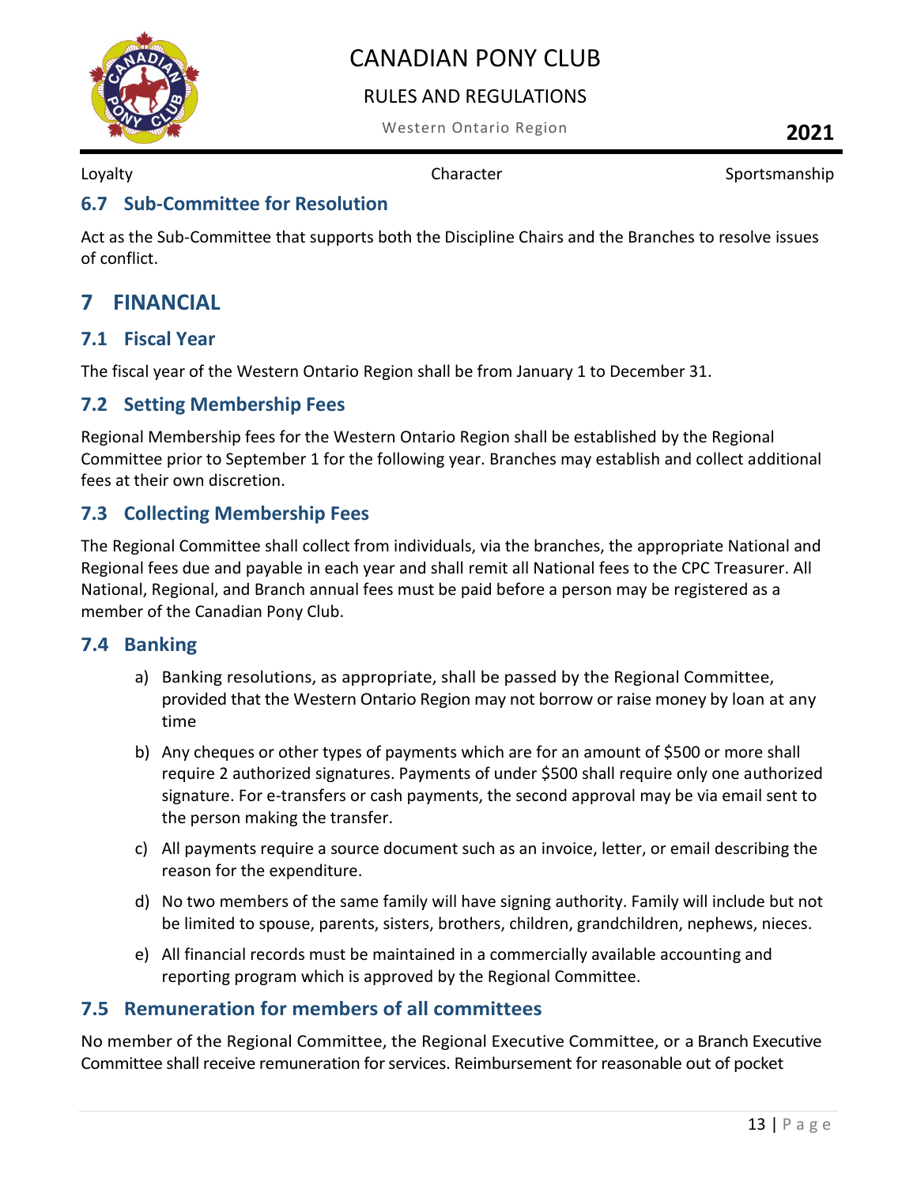## 6.7 Sub-Committee for Resolution

Act as the Sub-Committee that supports both the Discipline Chairs and the Branches to resolve issues of conflict.

# 7 FINANCIAL

## 7.1 Fiscal Year

The fiscal year of the Western Ontario Region shall be from January 1 to December 31.

## 7.2 Setting Membership Fees

Regional Membership fees for the Western Ontario Region shall be established by the Regional Committee prior to September 1 for the following year. Branches may establish and collect additional fees at their own discretion.

## 7.3 Collecting Membership Fees

The Regional Committee shall collect from individuals, via the branches, the appropriate National and Regional fees due and payable in each year and shall remit all National fees to the CPC Treasurer. All National, Regional, and Branch annual fees must be paid before a person may be registered as a member of the Canadian Pony Club.

## 7.4 Banking

a) Banking resolutions, as appropriate, shall be passed by the Regional Committee, provided that the Western Ontario Region may not borrow or raise money by loan at any time

b) Any cheques or other types of payments which are for an amount of $500 or more shall require 2 authorized signatures. Payments of under $500 shall require only one authorized signature. For e-transfers or cash payments, the second approval may be via email sent to the person making the transfer.

c) All payments require a source document such as an invoice, letter, or email describing the reason for the expenditure.

d) No two members of the same family will have signing authority. Family will include but not be limited to spouse, parents, sisters, brothers, children, grandchildren, nephews, nieces.

e) All financial records must be maintained in a commercially available accounting and reporting program which is approved by the Regional Committee.

## 7.5 Remuneration for members of all committees

No member of the Regional Committee, the Regional Executive Committee, or a Branch Executive Committee shall receive remuneration for services. Reimbursement for reasonable out of pocket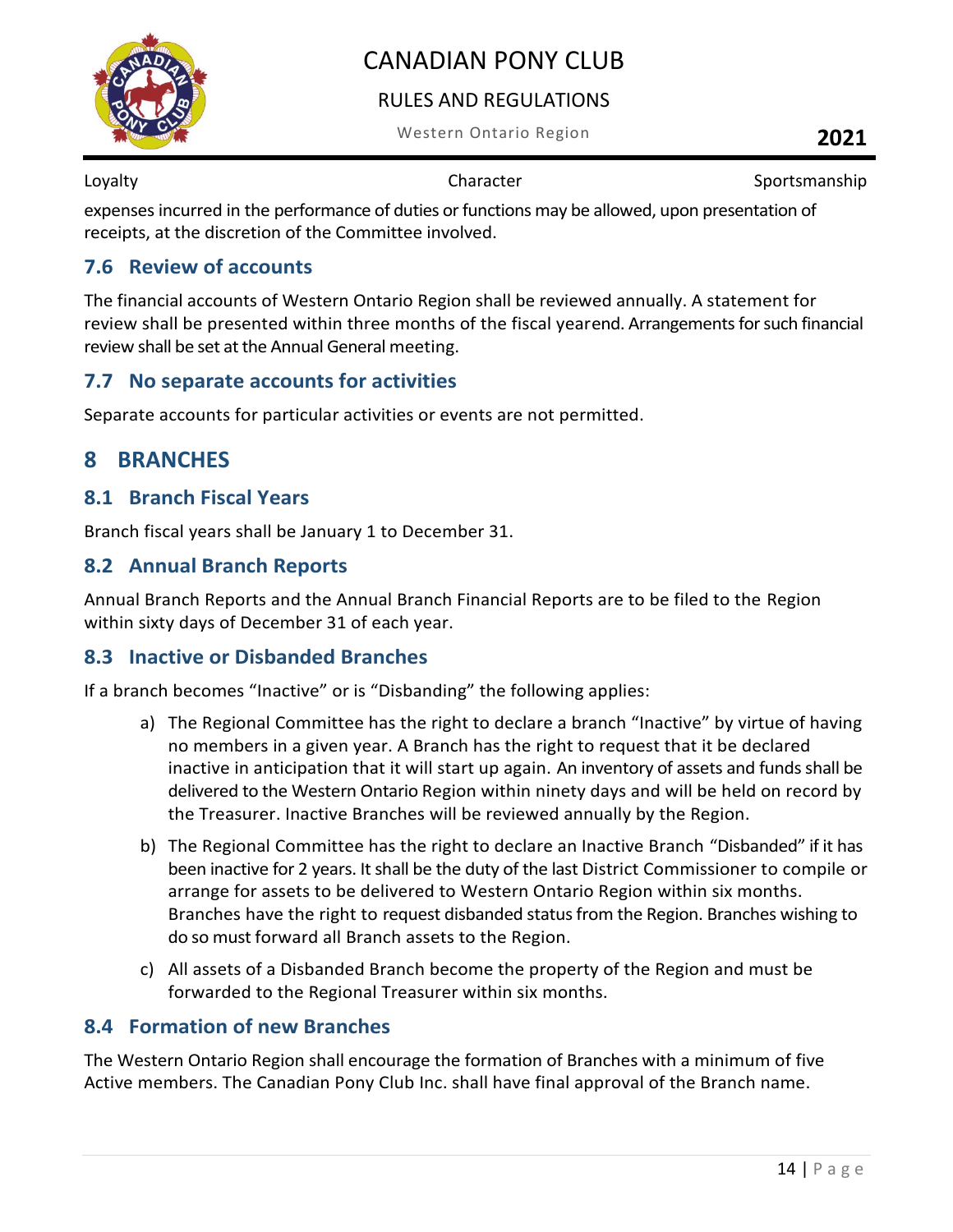expenses incurred in the performance of duties or functions may be allowed, upon presentation of receipts, at the discretion of the Committee involved.

### 7.6 Review of accounts

The financial accounts of Western Ontario Region shall be reviewed annually. A statement for review shall be presented within three months of the fiscal yearend. Arrangements for such financial review shall be set at the Annual General meeting.

### 7.7 No separate accounts for activities

Separate accounts for particular activities or events are not permitted.

## 8 BRANCHES

### 8.1 Branch Fiscal Years

Branch fiscal years shall be January 1 to December 31.

### 8.2 Annual Branch Reports

Annual Branch Reports and the Annual Branch Financial Reports are to be filed to the Region within sixty days of December 31 of each year.

### 8.3 Inactive or Disbanded Branches

If a branch becomes "Inactive" or is "Disbanding" the following applies:

a) The Regional Committee has the right to declare a branch "Inactive" by virtue of having no members in a given year. A Branch has the right to request that it be declared inactive in anticipation that it will start up again. An inventory of assets and funds shall be delivered to the Western Ontario Region within ninety days and will be held on record by the Treasurer. Inactive Branches will be reviewed annually by the Region.

b) The Regional Committee has the right to declare an Inactive Branch "Disbanded" if it has been inactive for 2 years. It shall be the duty of the last District Commissioner to compile or arrange for assets to be delivered to Western Ontario Region within six months. Branches have the right to request disbanded status from the Region. Branches wishing to do so must forward all Branch assets to the Region.

c) All assets of a Disbanded Branch become the property of the Region and must be forwarded to the Regional Treasurer within six months.

### 8.4 Formation of new Branches

The Western Ontario Region shall encourage the formation of Branches with a minimum of five Active members. The Canadian Pony Club Inc. shall have final approval of the Branch name.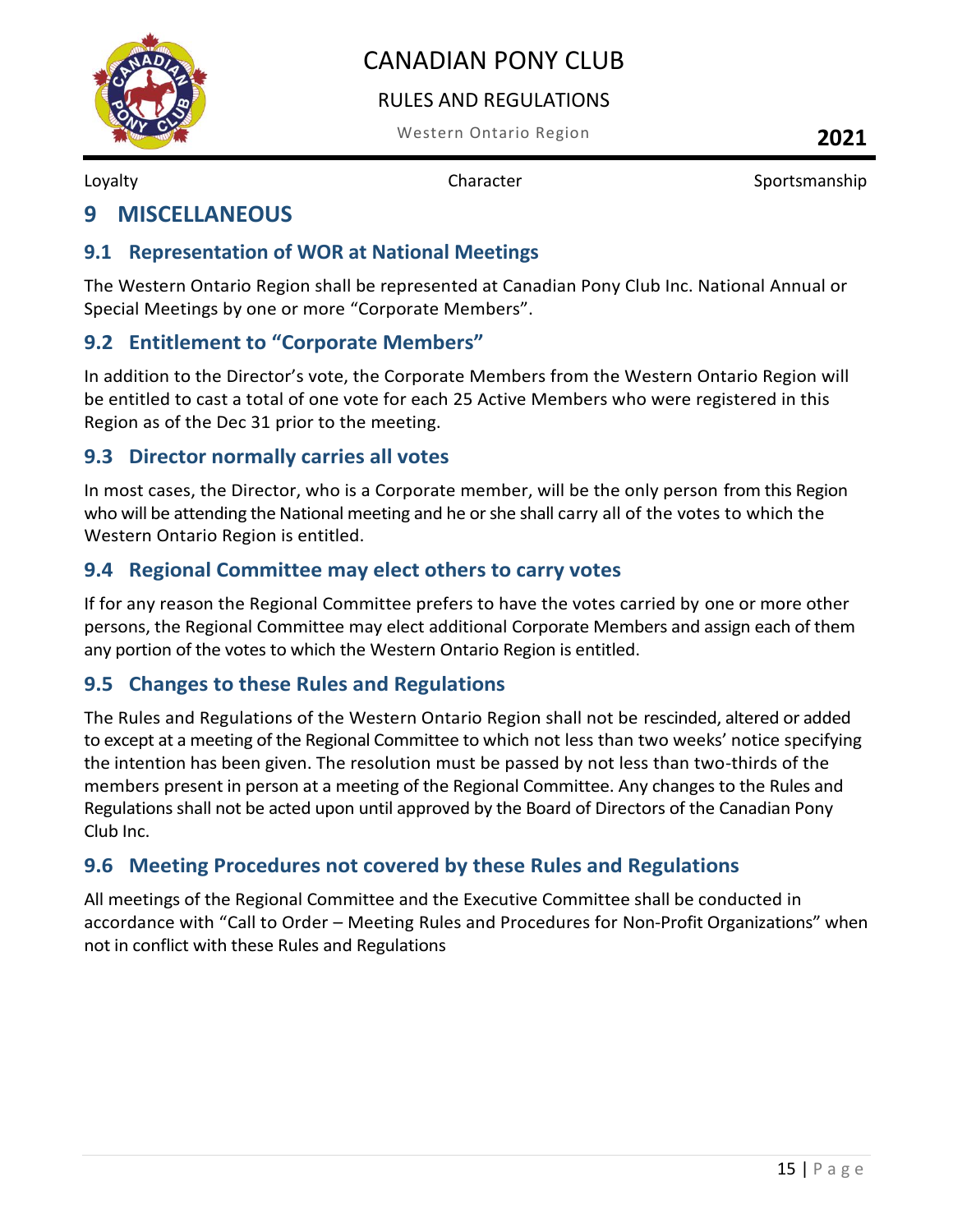# 9 MISCELLANEOUS

## 9.1 Representation of WOR at National Meetings

The Western Ontario Region shall be represented at Canadian Pony Club Inc. National Annual or Special Meetings by one or more "Corporate Members".

## 9.2 Entitlement to "Corporate Members"

In addition to the Director's vote, the Corporate Members from the Western Ontario Region will be entitled to cast a total of one vote for each 25 Active Members who were registered in this Region as of the Dec 31 prior to the meeting.

## 9.3 Director normally carries all votes

In most cases, the Director, who is a Corporate member, will be the only person from this Region who will be attending the National meeting and he or she shall carry all of the votes to which the Western Ontario Region is entitled.

## 9.4 Regional Committee may elect others to carry votes

If for any reason the Regional Committee prefers to have the votes carried by one or more other persons, the Regional Committee may elect additional Corporate Members and assign each of them any portion of the votes to which the Western Ontario Region is entitled.

## 9.5 Changes to these Rules and Regulations

The Rules and Regulations of the Western Ontario Region shall not be rescinded, altered or added to except at a meeting of the Regional Committee to which not less than two weeks' notice specifying the intention has been given. The resolution must be passed by not less than two-thirds of the members present in person at a meeting of the Regional Committee. Any changes to the Rules and Regulations shall not be acted upon until approved by the Board of Directors of the Canadian Pony Club Inc.

## 9.6 Meeting Procedures not covered by these Rules and Regulations

All meetings of the Regional Committee and the Executive Committee shall be conducted in accordance with "Call to Order – Meeting Rules and Procedures for Non-Profit Organizations" when not in conflict with these Rules and Regulations